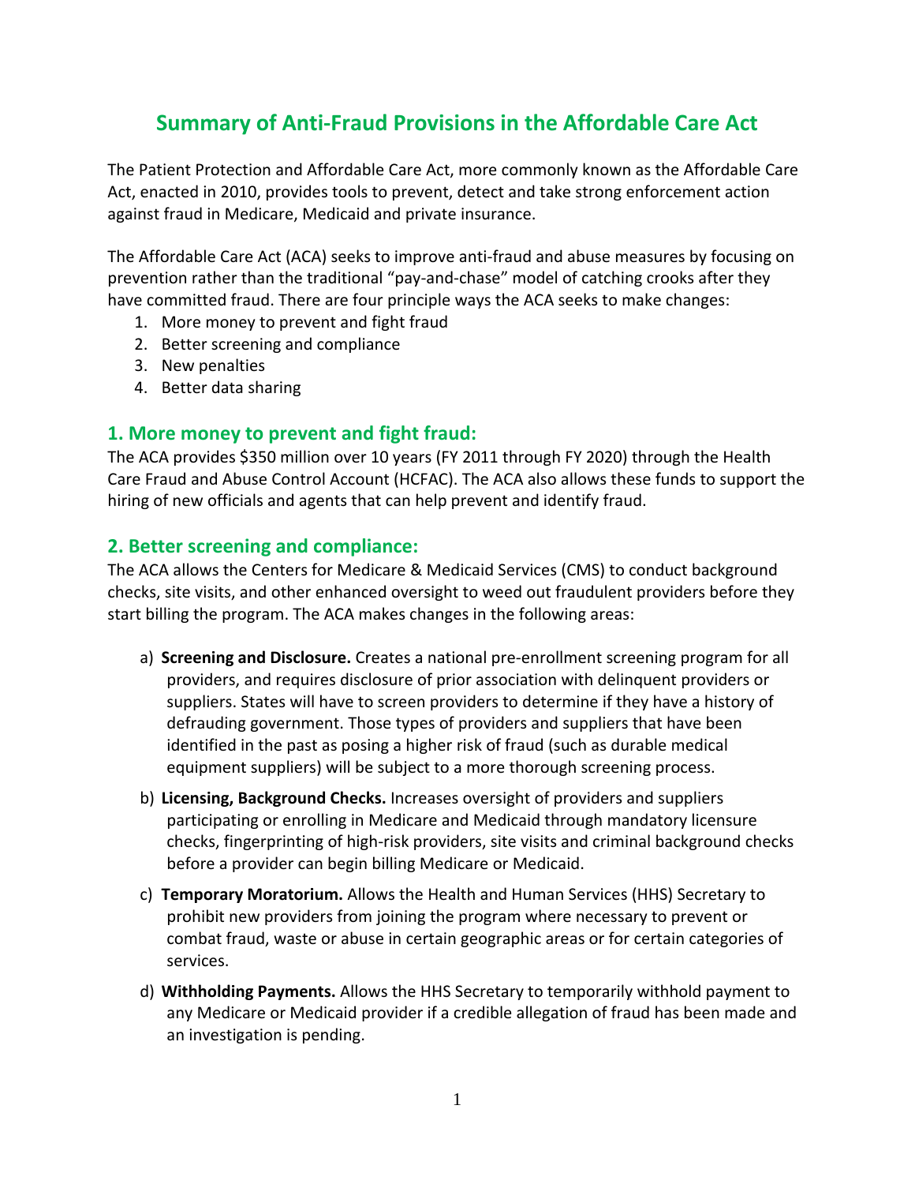# Summary of Anti-Fraud Provisions in the Affordable Care Act

The Patient Protection and Affordable Care Act, more commonly known as the Affordable Care Act, enacted in 2010, provides tools to prevent, detect and take strong enforcement action against fraud in Medicare, Medicaid and private insurance.

The Affordable Care Act (ACA) seeks to improve anti-fraud and abuse measures by focusing on prevention rather than the traditional "pay-and-chase" model of catching crooks after they have committed fraud. There are four principle ways the ACA seeks to make changes:

1. More money to prevent and fight fraud
2. Better screening and compliance
3. New penalties
4. Better data sharing

## 1. More money to prevent and fight fraud:

The ACA provides $350 million over 10 years (FY 2011 through FY 2020) through the Health Care Fraud and Abuse Control Account (HCFAC). The ACA also allows these funds to support the hiring of new officials and agents that can help prevent and identify fraud.

## 2. Better screening and compliance:

The ACA allows the Centers for Medicare & Medicaid Services (CMS) to conduct background checks, site visits, and other enhanced oversight to weed out fraudulent providers before they start billing the program. The ACA makes changes in the following areas:

a) **Screening and Disclosure.** Creates a national pre-enrollment screening program for all providers, and requires disclosure of prior association with delinquent providers or suppliers. States will have to screen providers to determine if they have a history of defrauding government. Those types of providers and suppliers that have been identified in the past as posing a higher risk of fraud (such as durable medical equipment suppliers) will be subject to a more thorough screening process.

b) **Licensing, Background Checks.** Increases oversight of providers and suppliers participating or enrolling in Medicare and Medicaid through mandatory licensure checks, fingerprinting of high-risk providers, site visits and criminal background checks before a provider can begin billing Medicare or Medicaid.

c) **Temporary Moratorium.** Allows the Health and Human Services (HHS) Secretary to prohibit new providers from joining the program where necessary to prevent or combat fraud, waste or abuse in certain geographic areas or for certain categories of services.

d) **Withholding Payments.** Allows the HHS Secretary to temporarily withhold payment to any Medicare or Medicaid provider if a credible allegation of fraud has been made and an investigation is pending.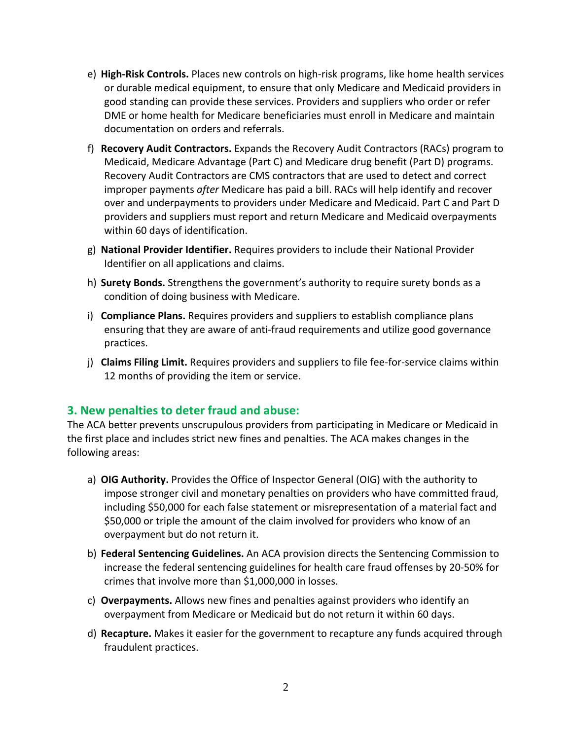e) **High-Risk Controls.** Places new controls on high-risk programs, like home health services or durable medical equipment, to ensure that only Medicare and Medicaid providers in good standing can provide these services. Providers and suppliers who order or refer DME or home health for Medicare beneficiaries must enroll in Medicare and maintain documentation on orders and referrals.

f) **Recovery Audit Contractors.** Expands the Recovery Audit Contractors (RACs) program to Medicaid, Medicare Advantage (Part C) and Medicare drug benefit (Part D) programs. Recovery Audit Contractors are CMS contractors that are used to detect and correct improper payments *after* Medicare has paid a bill. RACs will help identify and recover over and underpayments to providers under Medicare and Medicaid. Part C and Part D providers and suppliers must report and return Medicare and Medicaid overpayments within 60 days of identification.

g) **National Provider Identifier.** Requires providers to include their National Provider Identifier on all applications and claims.

h) **Surety Bonds.** Strengthens the government's authority to require surety bonds as a condition of doing business with Medicare.

i) **Compliance Plans.** Requires providers and suppliers to establish compliance plans ensuring that they are aware of anti-fraud requirements and utilize good governance practices.

j) **Claims Filing Limit.** Requires providers and suppliers to file fee-for-service claims within 12 months of providing the item or service.

## 3. New penalties to deter fraud and abuse:

The ACA better prevents unscrupulous providers from participating in Medicare or Medicaid in the first place and includes strict new fines and penalties. The ACA makes changes in the following areas:

a) **OIG Authority.** Provides the Office of Inspector General (OIG) with the authority to impose stronger civil and monetary penalties on providers who have committed fraud, including $50,000 for each false statement or misrepresentation of a material fact and $50,000 or triple the amount of the claim involved for providers who know of an overpayment but do not return it.

b) **Federal Sentencing Guidelines.** An ACA provision directs the Sentencing Commission to increase the federal sentencing guidelines for health care fraud offenses by 20-50% for crimes that involve more than $1,000,000 in losses.

c) **Overpayments.** Allows new fines and penalties against providers who identify an overpayment from Medicare or Medicaid but do not return it within 60 days.

d) **Recapture.** Makes it easier for the government to recapture any funds acquired through fraudulent practices.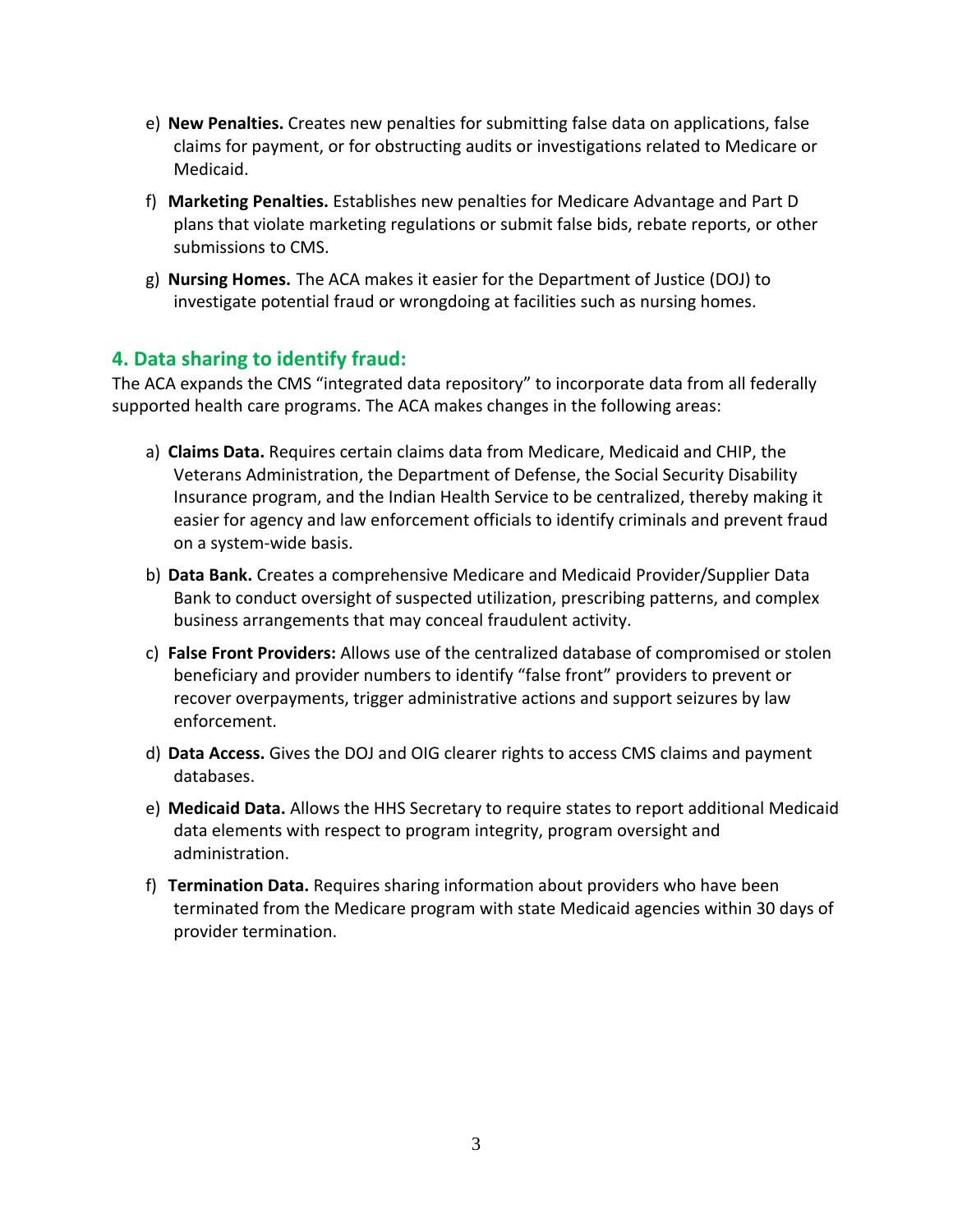e) **New Penalties.** Creates new penalties for submitting false data on applications, false claims for payment, or for obstructing audits or investigations related to Medicare or Medicaid.

f) **Marketing Penalties.** Establishes new penalties for Medicare Advantage and Part D plans that violate marketing regulations or submit false bids, rebate reports, or other submissions to CMS.

g) **Nursing Homes.** The ACA makes it easier for the Department of Justice (DOJ) to investigate potential fraud or wrongdoing at facilities such as nursing homes.

## 4. Data sharing to identify fraud:

The ACA expands the CMS "integrated data repository" to incorporate data from all federally supported health care programs. The ACA makes changes in the following areas:

a) **Claims Data.** Requires certain claims data from Medicare, Medicaid and CHIP, the Veterans Administration, the Department of Defense, the Social Security Disability Insurance program, and the Indian Health Service to be centralized, thereby making it easier for agency and law enforcement officials to identify criminals and prevent fraud on a system-wide basis.

b) **Data Bank.** Creates a comprehensive Medicare and Medicaid Provider/Supplier Data Bank to conduct oversight of suspected utilization, prescribing patterns, and complex business arrangements that may conceal fraudulent activity.

c) **False Front Providers:** Allows use of the centralized database of compromised or stolen beneficiary and provider numbers to identify "false front" providers to prevent or recover overpayments, trigger administrative actions and support seizures by law enforcement.

d) **Data Access.** Gives the DOJ and OIG clearer rights to access CMS claims and payment databases.

e) **Medicaid Data.** Allows the HHS Secretary to require states to report additional Medicaid data elements with respect to program integrity, program oversight and administration.

f) **Termination Data.** Requires sharing information about providers who have been terminated from the Medicare program with state Medicaid agencies within 30 days of provider termination.